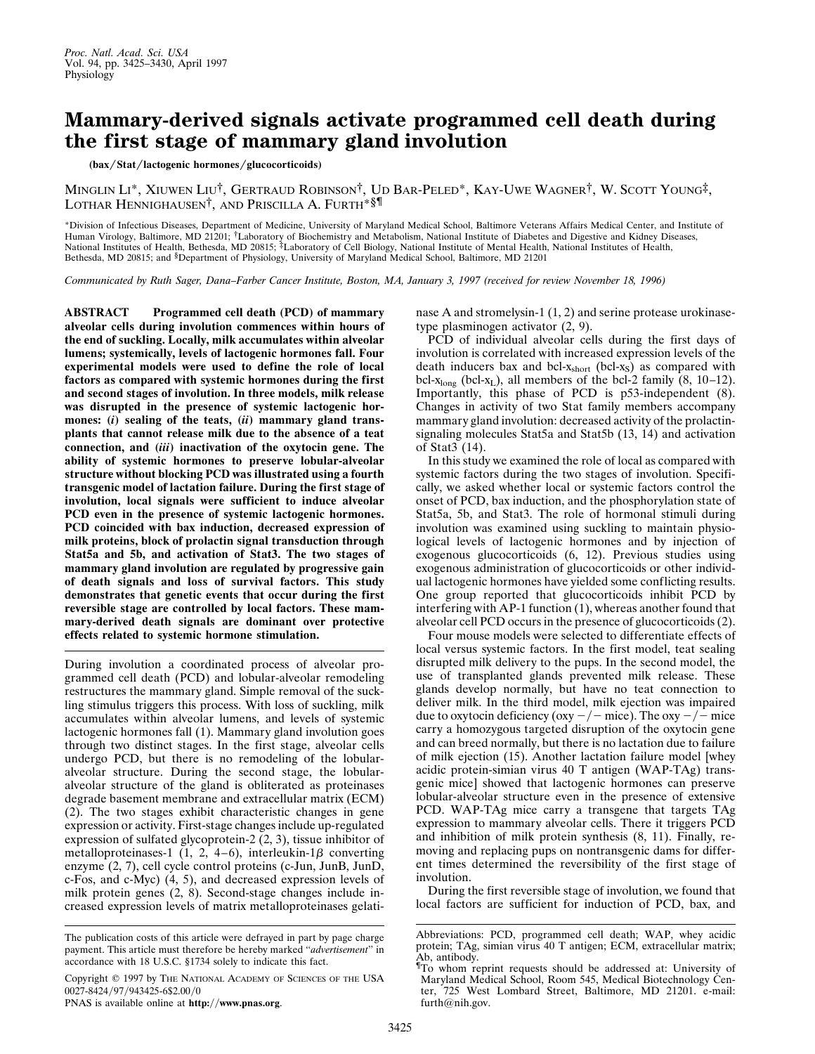# Mammary-derived signals activate programmed cell death during the first stage of mammary gland involution

(bax/Stat/lactogenic hormones/glucocorticoids)

MINGLIN LI*, XIUWEN LIU†, GERTRAUD ROBINSON†, UD BAR-PELED*, KAY-UWE WAGNER†, W. SCOTT YOUNG‡, LOTHAR HENNIGHAUSEN†, AND PRISCILLA A. FURTH*§¶

*Division of Infectious Diseases, Department of Medicine, University of Maryland Medical School, Baltimore Veterans Affairs Medical Center, and Institute of Human Virology, Baltimore, MD 21201; †Laboratory of Biochemistry and Metabolism, National Institute of Diabetes and Digestive and Kidney Diseases, National Institutes of Health, Bethesda, MD 20815; ‡Laboratory of Cell Biology, National Institute of Mental Health, National Institutes of Health, Bethesda, MD 20815; and §Department of Physiology, University of Maryland Medical School, Baltimore, MD 21201

*Communicated by Ruth Sager, Dana–Farber Cancer Institute, Boston, MA, January 3, 1997 (received for review November 18, 1996)*

**ABSTRACT** **Programmed cell death (PCD) of mammary alveolar cells during involution commences within hours of the end of suckling. Locally, milk accumulates within alveolar lumens; systemically, levels of lactogenic hormones fall. Four experimental models were used to define the role of local factors as compared with systemic hormones during the first and second stages of involution. In three models, milk release was disrupted in the presence of systemic lactogenic hormones: (*i*) sealing of the teats, (*ii*) mammary gland transplants that cannot release milk due to the absence of a teat connection, and (*iii*) inactivation of the oxytocin gene. The ability of systemic hormones to preserve lobular-alveolar structure without blocking PCD was illustrated using a fourth transgenic model of lactation failure. During the first stage of involution, local signals were sufficient to induce alveolar PCD even in the presence of systemic lactogenic hormones. PCD coincided with bax induction, decreased expression of milk proteins, block of prolactin signal transduction through Stat5a and 5b, and activation of Stat3. The two stages of mammary gland involution are regulated by progressive gain of death signals and loss of survival factors. This study demonstrates that genetic events that occur during the first reversible stage are controlled by local factors. These mammary-derived death signals are dominant over protective effects related to systemic hormone stimulation.**

During involution a coordinated process of alveolar programmed cell death (PCD) and lobular-alveolar remodeling restructures the mammary gland. Simple removal of the suckling stimulus triggers this process. With loss of suckling, milk accumulates within alveolar lumens, and levels of systemic lactogenic hormones fall (1). Mammary gland involution goes through two distinct stages. In the first stage, alveolar cells undergo PCD, but there is no remodeling of the lobular-alveolar structure. During the second stage, the lobular-alveolar structure of the gland is obliterated as proteinases degrade basement membrane and extracellular matrix (ECM) (2). The two stages exhibit characteristic changes in gene expression or activity. First-stage changes include up-regulated expression of sulfated glycoprotein-2 (2, 3), tissue inhibitor of metalloproteinases-1 (1, 2, 4–6), interleukin-1β converting enzyme (2, 7), cell cycle control proteins (c-Jun, JunB, JunD, c-Fos, and c-Myc) (4, 5), and decreased expression levels of milk protein genes (2, 8). Second-stage changes include increased expression levels of matrix metalloproteinases gelatinase A and stromelysin-1 (1, 2) and serine protease urokinase-type plasminogen activator (2, 9).

PCD of individual alveolar cells during the first days of involution is correlated with increased expression levels of the death inducers bax and bcl-x$_{short}$ (bcl-x$_S$) as compared with bcl-x$_{long}$ (bcl-x$_L$), all members of the bcl-2 family (8, 10–12). Importantly, this phase of PCD is p53-independent (8). Changes in activity of two Stat family members accompany mammary gland involution: decreased activity of the prolactin-signaling molecules Stat5a and Stat5b (13, 14) and activation of Stat3 (14).

In this study we examined the role of local as compared with systemic factors during the two stages of involution. Specifically, we asked whether local or systemic factors control the onset of PCD, bax induction, and the phosphorylation state of Stat5a, 5b, and Stat3. The role of hormonal stimuli during involution was examined using suckling to maintain physiological levels of lactogenic hormones and by injection of exogenous glucocorticoids (6, 12). Previous studies using exogenous administration of glucocorticoids or other individual lactogenic hormones have yielded some conflicting results. One group reported that glucocorticoids inhibit PCD by interfering with AP-1 function (1), whereas another found that alveolar cell PCD occurs in the presence of glucocorticoids (2).

Four mouse models were selected to differentiate effects of local versus systemic factors. In the first model, teat sealing disrupted milk delivery to the pups. In the second model, the use of transplanted glands prevented milk release. These glands develop normally, but have no teat connection to deliver milk. In the third model, milk ejection was impaired due to oxytocin deficiency (oxy −/− mice). The oxy −/− mice carry a homozygous targeted disruption of the oxytocin gene and can breed normally, but there is no lactation due to failure of milk ejection (15). Another lactation failure model [whey acidic protein-simian virus 40 T antigen (WAP-TAg) transgenic mice] showed that lactogenic hormones can preserve lobular-alveolar structure even in the presence of extensive PCD. WAP-TAg mice carry a transgene that targets TAg expression to mammary alveolar cells. There it triggers PCD and inhibition of milk protein synthesis (8, 11). Finally, removing and replacing pups on nontransgenic dams for different times determined the reversibility of the first stage of involution.

During the first reversible stage of involution, we found that local factors are sufficient for induction of PCD, bax, and

---

The publication costs of this article were defrayed in part by page charge payment. This article must therefore be hereby marked "*advertisement*" in accordance with 18 U.S.C. §1734 solely to indicate this fact.

Copyright © 1997 by THE NATIONAL ACADEMY OF SCIENCES OF THE USA
0027-8424/97/943425-6$2.00/0

PNAS is available online at **http://www.pnas.org**.

Abbreviations: PCD, programmed cell death; WAP, whey acidic protein; TAg, simian virus 40 T antigen; ECM, extracellular matrix; Ab, antibody.

¶To whom reprint requests should be addressed at: University of Maryland Medical School, Room 545, Medical Biotechnology Center, 725 West Lombard Street, Baltimore, MD 21201. e-mail: furth@nih.gov.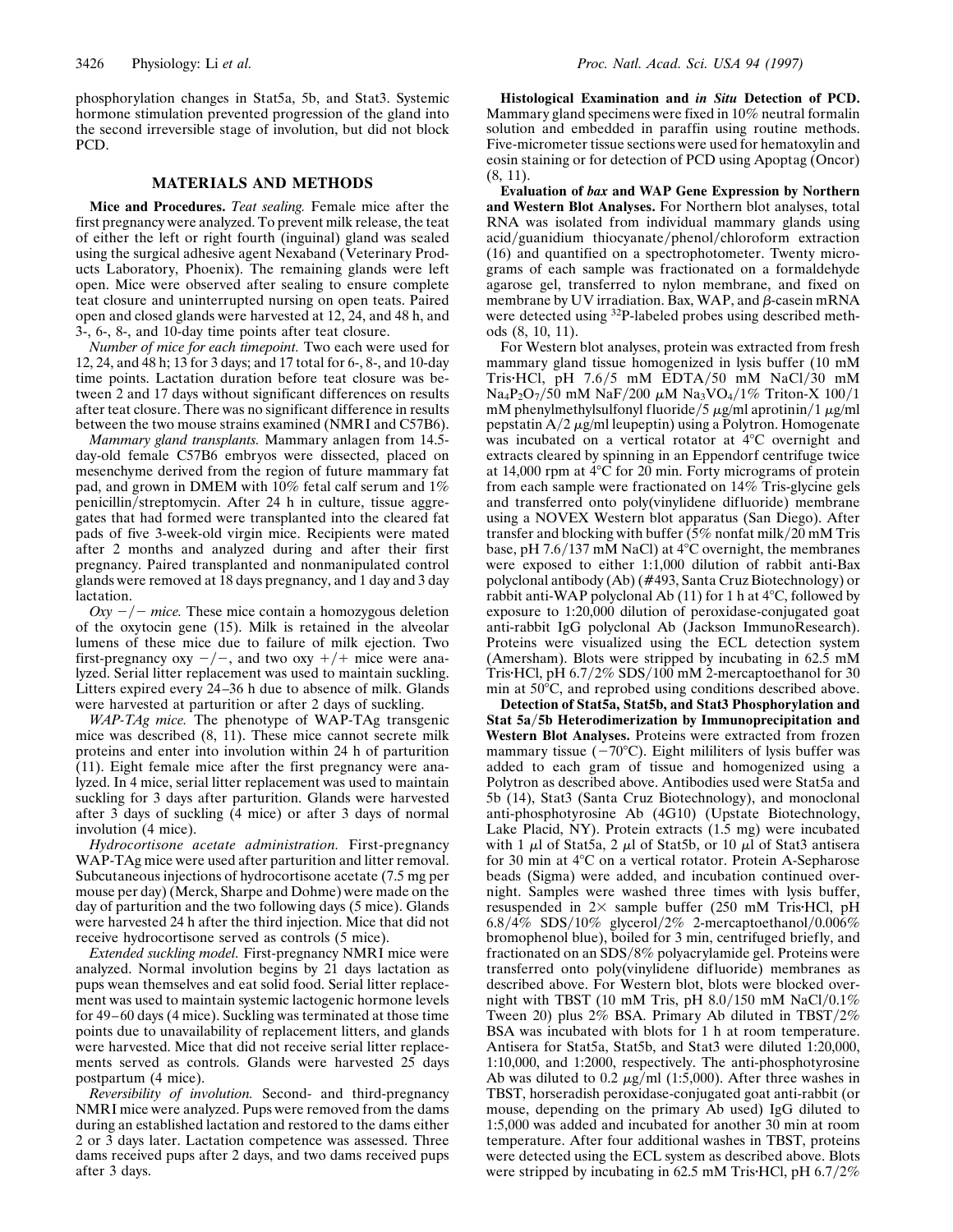phosphorylation changes in Stat5a, 5b, and Stat3. Systemic hormone stimulation prevented progression of the gland into the second irreversible stage of involution, but did not block PCD.

## MATERIALS AND METHODS

**Mice and Procedures.** *Teat sealing.* Female mice after the first pregnancy were analyzed. To prevent milk release, the teat of either the left or right fourth (inguinal) gland was sealed using the surgical adhesive agent Nexaband (Veterinary Products Laboratory, Phoenix). The remaining glands were left open. Mice were observed after sealing to ensure complete teat closure and uninterrupted nursing on open teats. Paired open and closed glands were harvested at 12, 24, and 48 h, and 3-, 6-, 8-, and 10-day time points after teat closure.

*Number of mice for each timepoint.* Two each were used for 12, 24, and 48 h; 13 for 3 days; and 17 total for 6-, 8-, and 10-day time points. Lactation duration before teat closure was between 2 and 17 days without significant differences on results after teat closure. There was no significant difference in results between the two mouse strains examined (NMRI and C57B6).

*Mammary gland transplants.* Mammary anlagen from 14.5-day-old female C57B6 embryos were dissected, placed on mesenchyme derived from the region of future mammary fat pad, and grown in DMEM with 10% fetal calf serum and 1% penicillin/streptomycin. After 24 h in culture, tissue aggregates that had formed were transplanted into the cleared fat pads of five 3-week-old virgin mice. Recipients were mated after 2 months and analyzed during and after their first pregnancy. Paired transplanted and nonmanipulated control glands were removed at 18 days pregnancy, and 1 day and 3 day lactation.

*Oxy −/− mice.* These mice contain a homozygous deletion of the oxytocin gene (15). Milk is retained in the alveolar lumens of these mice due to failure of milk ejection. Two first-pregnancy oxy −/−, and two oxy +/+ mice were analyzed. Serial litter replacement was used to maintain suckling. Litters expired every 24–36 h due to absence of milk. Glands were harvested at parturition or after 2 days of suckling.

*WAP-TAg mice.* The phenotype of WAP-TAg transgenic mice was described (8, 11). These mice cannot secrete milk proteins and enter into involution within 24 h of parturition (11). Eight female mice after the first pregnancy were analyzed. In 4 mice, serial litter replacement was used to maintain suckling for 3 days after parturition. Glands were harvested after 3 days of suckling (4 mice) or after 3 days of normal involution (4 mice).

*Hydrocortisone acetate administration.* First-pregnancy WAP-TAg mice were used after parturition and litter removal. Subcutaneous injections of hydrocortisone acetate (7.5 mg per mouse per day) (Merck, Sharpe and Dohme) were made on the day of parturition and the two following days (5 mice). Glands were harvested 24 h after the third injection. Mice that did not receive hydrocortisone served as controls (5 mice).

*Extended suckling model.* First-pregnancy NMRI mice were analyzed. Normal involution begins by 21 days lactation as pups wean themselves and eat solid food. Serial litter replacement was used to maintain systemic lactogenic hormone levels for 49–60 days (4 mice). Suckling was terminated at those time points due to unavailability of replacement litters, and glands were harvested. Mice that did not receive serial litter replacements served as controls. Glands were harvested 25 days postpartum (4 mice).

*Reversibility of involution.* Second- and third-pregnancy NMRI mice were analyzed. Pups were removed from the dams during an established lactation and restored to the dams either 2 or 3 days later. Lactation competence was assessed. Three dams received pups after 2 days, and two dams received pups after 3 days.

**Histological Examination and *in Situ* Detection of PCD.** Mammary gland specimens were fixed in 10% neutral formalin solution and embedded in paraffin using routine methods. Five-micrometer tissue sections were used for hematoxylin and eosin staining or for detection of PCD using Apoptag (Oncor) (8, 11).

**Evaluation of *bax* and WAP Gene Expression by Northern and Western Blot Analyses.** For Northern blot analyses, total RNA was isolated from individual mammary glands using acid/guanidium thiocyanate/phenol/chloroform extraction (16) and quantified on a spectrophotometer. Twenty micrograms of each sample was fractionated on a formaldehyde agarose gel, transferred to nylon membrane, and fixed on membrane by UV irradiation. Bax, WAP, and β-casein mRNA were detected using $^{32}$P-labeled probes using described methods (8, 10, 11).

For Western blot analyses, protein was extracted from fresh mammary gland tissue homogenized in lysis buffer (10 mM Tris·HCl, pH 7.6/5 mM EDTA/50 mM NaCl/30 mM $Na_4P_2O_7$/50 mM NaF/200 μM $Na_3VO_4$/1% Triton-X 100/1 mM phenylmethylsulfonyl fluoride/5 μg/ml aprotinin/1 μg/ml pepstatin A/2 μg/ml leupeptin) using a Polytron. Homogenate was incubated on a vertical rotator at 4°C overnight and extracts cleared by spinning in an Eppendorf centrifuge twice at 14,000 rpm at 4°C for 20 min. Forty micrograms of protein from each sample were fractionated on 14% Tris-glycine gels and transferred onto poly(vinylidene difluoride) membrane using a NOVEX Western blot apparatus (San Diego). After transfer and blocking with buffer (5% nonfat milk/20 mM Tris base, pH 7.6/137 mM NaCl) at 4°C overnight, the membranes were exposed to either 1:1,000 dilution of rabbit anti-Bax polyclonal antibody (Ab) (#493, Santa Cruz Biotechnology) or rabbit anti-WAP polyclonal Ab (11) for 1 h at 4°C, followed by exposure to 1:20,000 dilution of peroxidase-conjugated goat anti-rabbit IgG polyclonal Ab (Jackson ImmunoResearch). Proteins were visualized using the ECL detection system (Amersham). Blots were stripped by incubating in 62.5 mM Tris·HCl, pH 6.7/2% SDS/100 mM 2-mercaptoethanol for 30 min at 50°C, and reprobed using conditions described above.

**Detection of Stat5a, Stat5b, and Stat3 Phosphorylation and Stat 5a/5b Heterodimerization by Immunoprecipitation and Western Blot Analyses.** Proteins were extracted from frozen mammary tissue (−70°C). Eight mililiters of lysis buffer was added to each gram of tissue and homogenized using a Polytron as described above. Antibodies used were Stat5a and 5b (14), Stat3 (Santa Cruz Biotechnology), and monoclonal anti-phosphotyrosine Ab (4G10) (Upstate Biotechnology, Lake Placid, NY). Protein extracts (1.5 mg) were incubated with 1 μl of Stat5a, 2 μl of Stat5b, or 10 μl of Stat3 antisera for 30 min at 4°C on a vertical rotator. Protein A-Sepharose beads (Sigma) were added, and incubation continued overnight. Samples were washed three times with lysis buffer, resuspended in 2× sample buffer (250 mM Tris·HCl, pH 6.8/4% SDS/10% glycerol/2% 2-mercaptoethanol/0.006% bromophenol blue), boiled for 3 min, centrifuged briefly, and fractionated on an SDS/8% polyacrylamide gel. Proteins were transferred onto poly(vinylidene difluoride) membranes as described above. For Western blot, blots were blocked overnight with TBST (10 mM Tris, pH 8.0/150 mM NaCl/0.1% Tween 20) plus 2% BSA. Primary Ab diluted in TBST/2% BSA was incubated with blots for 1 h at room temperature. Antisera for Stat5a, Stat5b, and Stat3 were diluted 1:20,000, 1:10,000, and 1:2000, respectively. The anti-phosphotyrosine Ab was diluted to 0.2 μg/ml (1:5,000). After three washes in TBST, horseradish peroxidase-conjugated goat anti-rabbit (or mouse, depending on the primary Ab used) IgG diluted to 1:5,000 was added and incubated for another 30 min at room temperature. After four additional washes in TBST, proteins were detected using the ECL system as described above. Blots were stripped by incubating in 62.5 mM Tris·HCl, pH 6.7/2%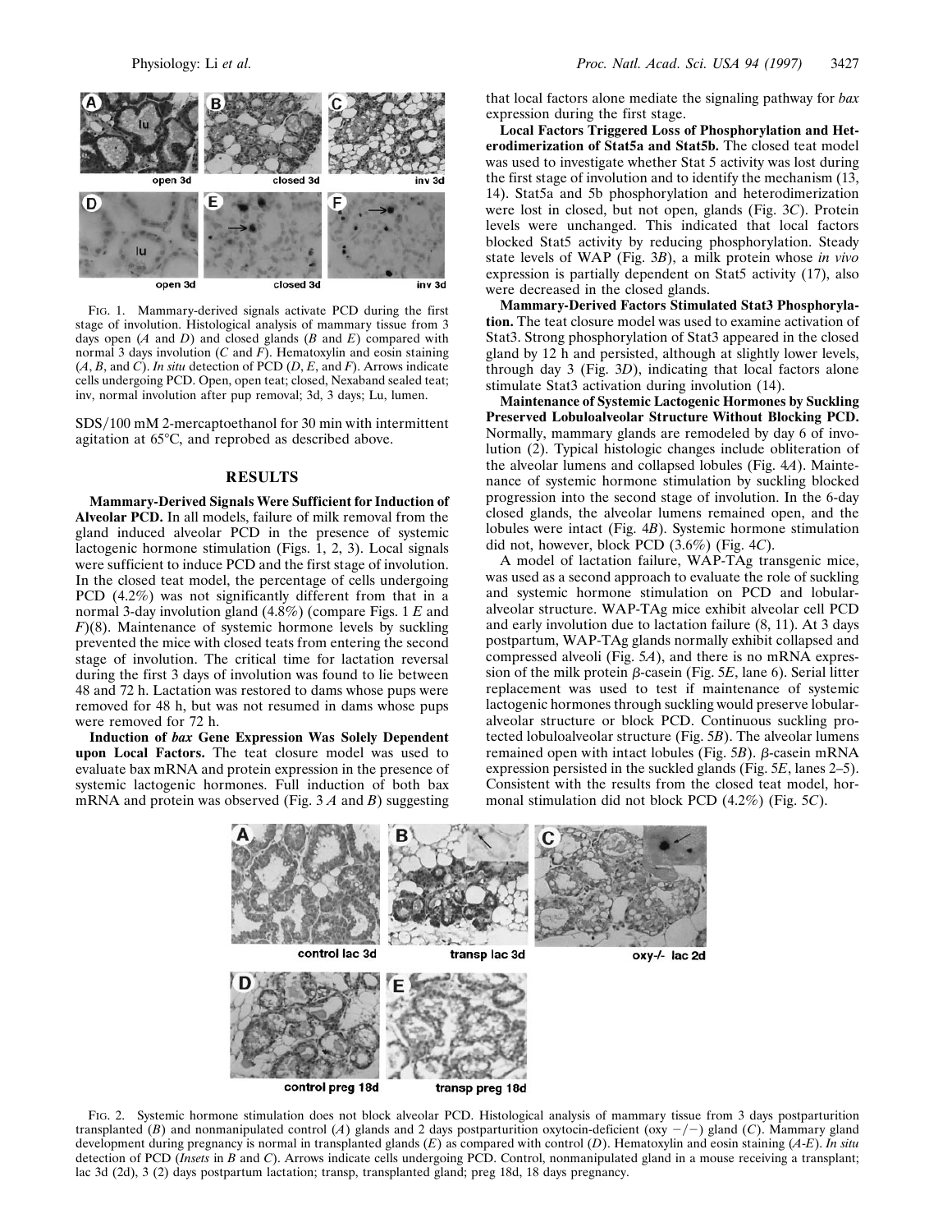FIG. 1. Mammary-derived signals activate PCD during the first stage of involution. Histological analysis of mammary tissue from 3 days open (*A* and *D*) and closed glands (*B* and *E*) compared with normal 3 days involution (*C* and *F*). Hematoxylin and eosin staining (*A*, *B*, and *C*). *In situ* detection of PCD (*D*, *E*, and *F*). Arrows indicate cells undergoing PCD. Open, open teat; closed, Nexaband sealed teat; inv, normal involution after pup removal; 3d, 3 days; Lu, lumen.

SDS/100 mM 2-mercaptoethanol for 30 min with intermittent agitation at 65°C, and reprobed as described above.

## RESULTS

**Mammary-Derived Signals Were Sufficient for Induction of Alveolar PCD.** In all models, failure of milk removal from the gland induced alveolar PCD in the presence of systemic lactogenic hormone stimulation (Figs. 1, 2, 3). Local signals were sufficient to induce PCD and the first stage of involution. In the closed teat model, the percentage of cells undergoing PCD (4.2%) was not significantly different from that in a normal 3-day involution gland (4.8%) (compare Figs. 1 *E* and *F*)(8). Maintenance of systemic hormone levels by suckling prevented the mice with closed teats from entering the second stage of involution. The critical time for lactation reversal during the first 3 days of involution was found to lie between 48 and 72 h. Lactation was restored to dams whose pups were removed for 48 h, but was not resumed in dams whose pups were removed for 72 h.

**Induction of *bax* Gene Expression Was Solely Dependent upon Local Factors.** The teat closure model was used to evaluate bax mRNA and protein expression in the presence of systemic lactogenic hormones. Full induction of both bax mRNA and protein was observed (Fig. 3 *A* and *B*) suggesting that local factors alone mediate the signaling pathway for *bax* expression during the first stage.

**Local Factors Triggered Loss of Phosphorylation and Heterodimerization of Stat5a and Stat5b.** The closed teat model was used to investigate whether Stat 5 activity was lost during the first stage of involution and to identify the mechanism (13, 14). Stat5a and 5b phosphorylation and heterodimerization were lost in closed, but not open, glands (Fig. 3*C*). Protein levels were unchanged. This indicated that local factors blocked Stat5 activity by reducing phosphorylation. Steady state levels of WAP (Fig. 3*B*), a milk protein whose *in vivo* expression is partially dependent on Stat5 activity (17), also were decreased in the closed glands.

**Mammary-Derived Factors Stimulated Stat3 Phosphorylation.** The teat closure model was used to examine activation of Stat3. Strong phosphorylation of Stat3 appeared in the closed gland by 12 h and persisted, although at slightly lower levels, through day 3 (Fig. 3*D*), indicating that local factors alone stimulate Stat3 activation during involution (14).

**Maintenance of Systemic Lactogenic Hormones by Suckling Preserved Lobuloalveolar Structure Without Blocking PCD.** Normally, mammary glands are remodeled by day 6 of involution (2). Typical histologic changes include obliteration of the alveolar lumens and collapsed lobules (Fig. 4*A*). Maintenance of systemic hormone stimulation by suckling blocked progression into the second stage of involution. In the 6-day closed glands, the alveolar lumens remained open, and the lobules were intact (Fig. 4*B*). Systemic hormone stimulation did not, however, block PCD (3.6%) (Fig. 4*C*).

A model of lactation failure, WAP-TAg transgenic mice, was used as a second approach to evaluate the role of suckling and systemic hormone stimulation on PCD and lobular-alveolar structure. WAP-TAg mice exhibit alveolar cell PCD and early involution due to lactation failure (8, 11). At 3 days postpartum, WAP-TAg glands normally exhibit collapsed and compressed alveoli (Fig. 5*A*), and there is no mRNA expression of the milk protein β-casein (Fig. 5*E*, lane 6). Serial litter replacement was used to test if maintenance of systemic lactogenic hormones through suckling would preserve lobular-alveolar structure or block PCD. Continuous suckling protected lobuloalveolar structure (Fig. 5*B*). The alveolar lumens remained open with intact lobules (Fig. 5*B*). β-casein mRNA expression persisted in the suckled glands (Fig. 5*E*, lanes 2–5). Consistent with the results from the closed teat model, hormonal stimulation did not block PCD (4.2%) (Fig. 5*C*).

FIG. 2. Systemic hormone stimulation does not block alveolar PCD. Histological analysis of mammary tissue from 3 days postparturition transplanted (*B*) and nonmanipulated control (*A*) glands and 2 days postparturition oxytocin-deficient (oxy −/−) gland (*C*). Mammary gland development during pregnancy is normal in transplanted glands (*E*) as compared with control (*D*). Hematoxylin and eosin staining (*A*-*E*). *In situ* detection of PCD (*Insets* in *B* and *C*). Arrows indicate cells undergoing PCD. Control, nonmanipulated gland in a mouse receiving a transplant; lac 3d (2d), 3 (2) days postpartum lactation; transp, transplanted gland; preg 18d, 18 days pregnancy.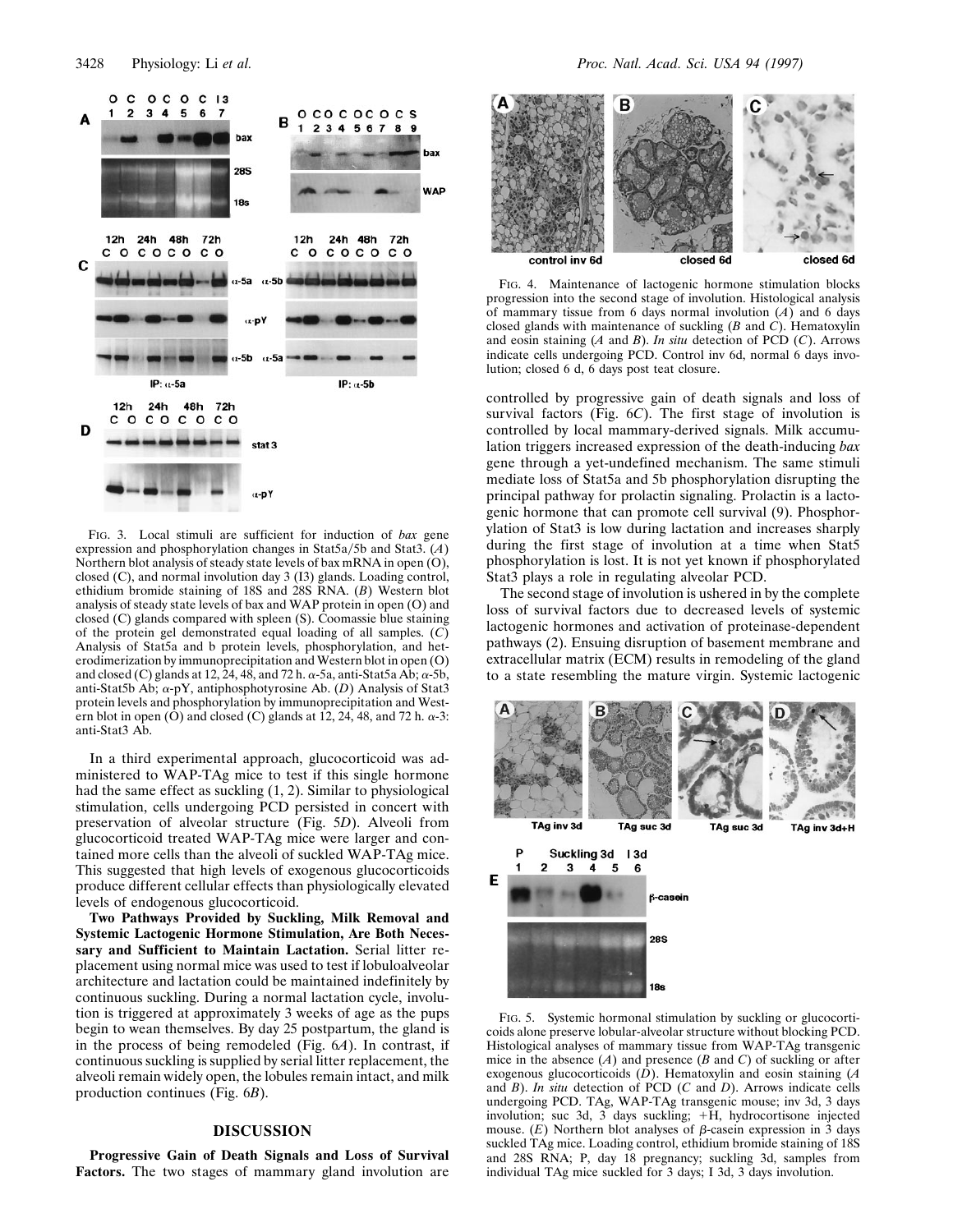FIG. 3. Local stimuli are sufficient for induction of *bax* gene expression and phosphorylation changes in Stat5a/5b and Stat3. (*A*) Northern blot analysis of steady state levels of bax mRNA in open (O), closed (C), and normal involution day 3 (I3) glands. Loading control, ethidium bromide staining of 18S and 28S RNA. (*B*) Western blot analysis of steady state levels of bax and WAP protein in open (O) and closed (C) glands compared with spleen (S). Coomassie blue staining of the protein gel demonstrated equal loading of all samples. (*C*) Analysis of Stat5a and b protein levels, phosphorylation, and heterodimerization by immunoprecipitation and Western blot in open (O) and closed (C) glands at 12, 24, 48, and 72 h. α-5a, anti-Stat5a Ab; α-5b, anti-Stat5b Ab; α-pY, antiphosphotyrosine Ab. (*D*) Analysis of Stat3 protein levels and phosphorylation by immunoprecipitation and Western blot in open (O) and closed (C) glands at 12, 24, 48, and 72 h. α-3: anti-Stat3 Ab.

In a third experimental approach, glucocorticoid was administered to WAP-TAg mice to test if this single hormone had the same effect as suckling (1, 2). Similar to physiological stimulation, cells undergoing PCD persisted in concert with preservation of alveolar structure (Fig. 5*D*). Alveoli from glucocorticoid treated WAP-TAg mice were larger and contained more cells than the alveoli of suckled WAP-TAg mice. This suggested that high levels of exogenous glucocorticoids produce different cellular effects than physiologically elevated levels of endogenous glucocorticoid.

**Two Pathways Provided by Suckling, Milk Removal and Systemic Lactogenic Hormone Stimulation, Are Both Necessary and Sufficient to Maintain Lactation.** Serial litter replacement using normal mice was used to test if lobuloalveolar architecture and lactation could be maintained indefinitely by continuous suckling. During a normal lactation cycle, involution is triggered at approximately 3 weeks of age as the pups begin to wean themselves. By day 25 postpartum, the gland is in the process of being remodeled (Fig. 6*A*). In contrast, if continuous suckling is supplied by serial litter replacement, the alveoli remain widely open, the lobules remain intact, and milk production continues (Fig. 6*B*).

## DISCUSSION

**Progressive Gain of Death Signals and Loss of Survival Factors.** The two stages of mammary gland involution are controlled by progressive gain of death signals and loss of survival factors (Fig. 6*C*). The first stage of involution is controlled by local mammary-derived signals. Milk accumulation triggers increased expression of the death-inducing *bax* gene through a yet-undefined mechanism. The same stimuli mediate loss of Stat5a and 5b phosphorylation disrupting the principal pathway for prolactin signaling. Prolactin is a lactogenic hormone that can promote cell survival (9). Phosphorylation of Stat3 is low during lactation and increases sharply during the first stage of involution at a time when Stat5 phosphorylation is lost. It is not yet known if phosphorylated Stat3 plays a role in regulating alveolar PCD.

The second stage of involution is ushered in by the complete loss of survival factors due to decreased levels of systemic lactogenic hormones and activation of proteinase-dependent pathways (2). Ensuing disruption of basement membrane and extracellular matrix (ECM) results in remodeling of the gland to a state resembling the mature virgin. Systemic lactogenic

FIG. 4. Maintenance of lactogenic hormone stimulation blocks progression into the second stage of involution. Histological analysis of mammary tissue from 6 days normal involution (*A*) and 6 days closed glands with maintenance of suckling (*B* and *C*). Hematoxylin and eosin staining (*A* and *B*). *In situ* detection of PCD (*C*). Arrows indicate cells undergoing PCD. Control inv 6d, normal 6 days involution; closed 6 d, 6 days post teat closure.

FIG. 5. Systemic hormonal stimulation by suckling or glucocorticoids alone preserve lobular-alveolar structure without blocking PCD. Histological analyses of mammary tissue from WAP-TAg transgenic mice in the absence (*A*) and presence (*B* and *C*) of suckling or after exogenous glucocorticoids (*D*). Hematoxylin and eosin staining (*A* and *B*). *In situ* detection of PCD (*C* and *D*). Arrows indicate cells undergoing PCD. TAg, WAP-TAg transgenic mouse; inv 3d, 3 days involution; suc 3d, 3 days suckling; +H, hydrocortisone injected mouse. (*E*) Northern blot analyses of β-casein expression in 3 days suckled TAg mice. Loading control, ethidium bromide staining of 18S and 28S RNA; P, day 18 pregnancy; suckling 3d, samples from individual TAg mice suckled for 3 days; I 3d, 3 days involution.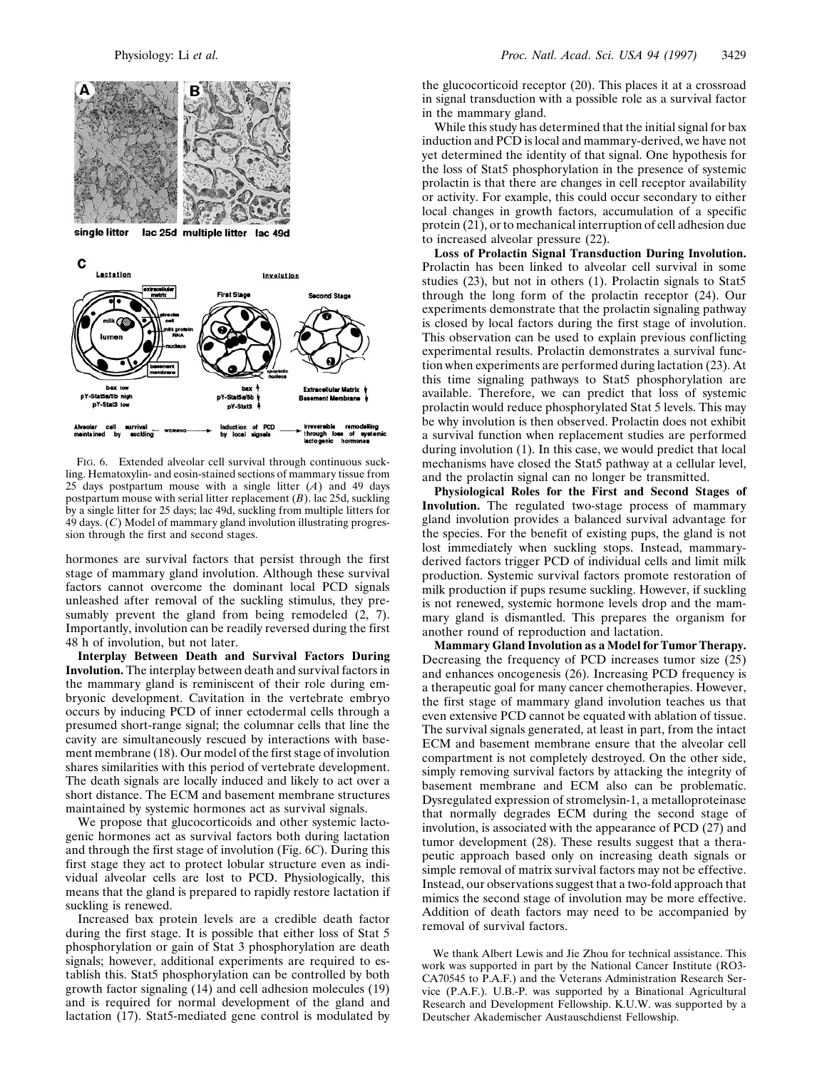single litter lac 25d multiple litter lac 49d

Lactation

Involution

First Stage

Second Stage

extracellular matrix

alveolar cell

milk

milk protein RNA

lumen

nucleus

basement membrane

apoptotic nucleus

bax low

pY-Stat5a/5b high

pY-Stat3 low

bax ↑

pY-Stat5a/5b ↓

pY-Stat3 ↑

Extracellular Matrix ↓

Basement Membrane ↓

Alveolar cell survival maintained by suckling —WEANING→ Induction of PCD by local signals → Irreversible remodeling through loss of systemic lactogenic hormones

FIG. 6. Extended alveolar cell survival through continuous suckling. Hematoxylin- and eosin-stained sections of mammary tissue from 25 days postpartum mouse with a single litter (*A*) and 49 days postpartum mouse with serial litter replacement (*B*). lac 25d, suckling by a single litter for 25 days; lac 49d, suckling from multiple litters for 49 days. (*C*) Model of mammary gland involution illustrating progression through the first and second stages.

hormones are survival factors that persist through the first stage of mammary gland involution. Although these survival factors cannot overcome the dominant local PCD signals unleashed after removal of the suckling stimulus, they presumably prevent the gland from being remodeled (2, 7). Importantly, involution can be readily reversed during the first 48 h of involution, but not later.

**Interplay Between Death and Survival Factors During Involution.** The interplay between death and survival factors in the mammary gland is reminiscent of their role during embryonic development. Cavitation in the vertebrate embryo occurs by inducing PCD of inner ectodermal cells through a presumed short-range signal; the columnar cells that line the cavity are simultaneously rescued by interactions with basement membrane (18). Our model of the first stage of involution shares similarities with this period of vertebrate development. The death signals are locally induced and likely to act over a short distance. The ECM and basement membrane structures maintained by systemic hormones act as survival signals.

We propose that glucocorticoids and other systemic lactogenic hormones act as survival factors both during lactation and through the first stage of involution (Fig. 6*C*). During this first stage they act to protect lobular structure even as individual alveolar cells are lost to PCD. Physiologically, this means that the gland is prepared to rapidly restore lactation if suckling is renewed.

Increased bax protein levels are a credible death factor during the first stage. It is possible that either loss of Stat 5 phosphorylation or gain of Stat 3 phosphorylation are death signals; however, additional experiments are required to establish this. Stat5 phosphorylation can be controlled by both growth factor signaling (14) and cell adhesion molecules (19) and is required for normal development of the gland and lactation (17). Stat5-mediated gene control is modulated by the glucocorticoid receptor (20). This places it at a crossroad in signal transduction with a possible role as a survival factor in the mammary gland.

While this study has determined that the initial signal for bax induction and PCD is local and mammary-derived, we have not yet determined the identity of that signal. One hypothesis for the loss of Stat5 phosphorylation in the presence of systemic prolactin is that there are changes in cell receptor availability or activity. For example, this could occur secondary to either local changes in growth factors, accumulation of a specific protein (21), or to mechanical interruption of cell adhesion due to increased alveolar pressure (22).

**Loss of Prolactin Signal Transduction During Involution.** Prolactin has been linked to alveolar cell survival in some studies (23), but not in others (1). Prolactin signals to Stat5 through the long form of the prolactin receptor (24). Our experiments demonstrate that the prolactin signaling pathway is closed by local factors during the first stage of involution. This observation can be used to explain previous conflicting experimental results. Prolactin demonstrates a survival function when experiments are performed during lactation (23). At this time signaling pathways to Stat5 phosphorylation are available. Therefore, we can predict that loss of systemic prolactin would reduce phosphorylated Stat 5 levels. This may be why involution is then observed. Prolactin does not exhibit a survival function when replacement studies are performed during involution (1). In this case, we would predict that local mechanisms have closed the Stat5 pathway at a cellular level, and the prolactin signal can no longer be transmitted.

**Physiological Roles for the First and Second Stages of Involution.** The regulated two-stage process of mammary gland involution provides a balanced survival advantage for the species. For the benefit of existing pups, the gland is not lost immediately when suckling stops. Instead, mammary-derived factors trigger PCD of individual cells and limit milk production. Systemic survival factors promote restoration of milk production if pups resume suckling. However, if suckling is not renewed, systemic hormone levels drop and the mammary gland is dismantled. This prepares the organism for another round of reproduction and lactation.

**Mammary Gland Involution as a Model for Tumor Therapy.** Decreasing the frequency of PCD increases tumor size (25) and enhances oncogenesis (26). Increasing PCD frequency is a therapeutic goal for many cancer chemotherapies. However, the first stage of mammary gland involution teaches us that even extensive PCD cannot be equated with ablation of tissue. The survival signals generated, at least in part, from the intact ECM and basement membrane ensure that the alveolar cell compartment is not completely destroyed. On the other side, simply removing survival factors by attacking the integrity of basement membrane and ECM also can be problematic. Dysregulated expression of stromelysin-1, a metalloproteinase that normally degrades ECM during the second stage of involution, is associated with the appearance of PCD (27) and tumor development (28). These results suggest that a therapeutic approach based only on increasing death signals or simple removal of matrix survival factors may not be effective. Instead, our observations suggest that a two-fold approach that mimics the second stage of involution may be more effective. Addition of death factors may need to be accompanied by removal of survival factors.

We thank Albert Lewis and Jie Zhou for technical assistance. This work was supported in part by the National Cancer Institute (RO3-CA70545 to P.A.F.) and the Veterans Administration Research Service (P.A.F.). U.B.-P. was supported by a Binational Agricultural Research and Development Fellowship. K.U.W. was supported by a Deutscher Akademischer Austauschdienst Fellowship.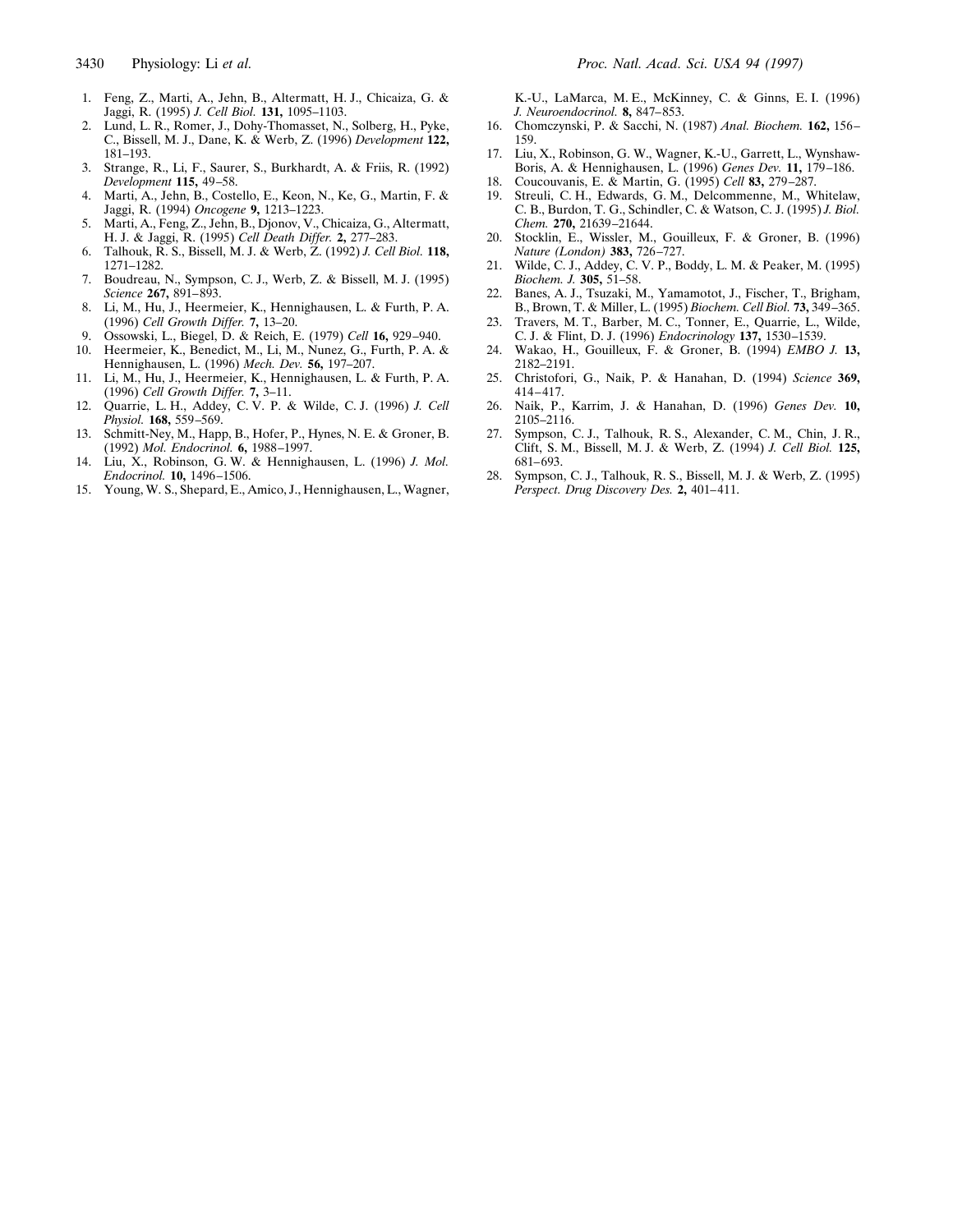1. Feng, Z., Marti, A., Jehn, B., Altermatt, H. J., Chicaiza, G. & Jaggi, R. (1995) *J. Cell Biol.* **131,** 1095–1103.
2. Lund, L. R., Romer, J., Dohy-Thomasset, N., Solberg, H., Pyke, C., Bissell, M. J., Dane, K. & Werb, Z. (1996) *Development* **122,** 181–193.
3. Strange, R., Li, F., Saurer, S., Burkhardt, A. & Friis, R. (1992) *Development* **115,** 49–58.
4. Marti, A., Jehn, B., Costello, E., Keon, N., Ke, G., Martin, F. & Jaggi, R. (1994) *Oncogene* **9,** 1213–1223.
5. Marti, A., Feng, Z., Jehn, B., Djonov, V., Chicaiza, G., Altermatt, H. J. & Jaggi, R. (1995) *Cell Death Differ.* **2,** 277–283.
6. Talhouk, R. S., Bissell, M. J. & Werb, Z. (1992) *J. Cell Biol.* **118,** 1271–1282.
7. Boudreau, N., Sympson, C. J., Werb, Z. & Bissell, M. J. (1995) *Science* **267,** 891–893.
8. Li, M., Hu, J., Heermeier, K., Hennighausen, L. & Furth, P. A. (1996) *Cell Growth Differ.* **7,** 13–20.
9. Ossowski, L., Biegel, D. & Reich, E. (1979) *Cell* **16,** 929–940.
10. Heermeier, K., Benedict, M., Li, M., Nunez, G., Furth, P. A. & Hennighausen, L. (1996) *Mech. Dev.* **56,** 197–207.
11. Li, M., Hu, J., Heermeier, K., Hennighausen, L. & Furth, P. A. (1996) *Cell Growth Differ.* **7,** 3–11.
12. Quarrie, L. H., Addey, C. V. P. & Wilde, C. J. (1996) *J. Cell Physiol.* **168,** 559–569.
13. Schmitt-Ney, M., Happ, B., Hofer, P., Hynes, N. E. & Groner, B. (1992) *Mol. Endocrinol.* **6,** 1988–1997.
14. Liu, X., Robinson, G. W. & Hennighausen, L. (1996) *J. Mol. Endocrinol.* **10,** 1496–1506.
15. Young, W. S., Shepard, E., Amico, J., Hennighausen, L., Wagner, K.-U., LaMarca, M. E., McKinney, C. & Ginns, E. I. (1996) *J. Neuroendocrinol.* **8,** 847–853.
16. Chomczynski, P. & Sacchi, N. (1987) *Anal. Biochem.* **162,** 156–159.
17. Liu, X., Robinson, G. W., Wagner, K.-U., Garrett, L., Wynshaw-Boris, A. & Hennighausen, L. (1996) *Genes Dev.* **11,** 179–186.
18. Coucouvanis, E. & Martin, G. (1995) *Cell* **83,** 279–287.
19. Streuli, C. H., Edwards, G. M., Delcommenne, M., Whitelaw, C. B., Burdon, T. G., Schindler, C. & Watson, C. J. (1995) *J. Biol. Chem.* **270,** 21639–21644.
20. Stocklin, E., Wissler, M., Gouilleux, F. & Groner, B. (1996) *Nature (London)* **383,** 726–727.
21. Wilde, C. J., Addey, C. V. P., Boddy, L. M. & Peaker, M. (1995) *Biochem. J.* **305,** 51–58.
22. Banes, A. J., Tsuzaki, M., Yamamotot, J., Fischer, T., Brigham, B., Brown, T. & Miller, L. (1995) *Biochem. Cell Biol.* **73,** 349–365.
23. Travers, M. T., Barber, M. C., Tonner, E., Quarrie, L., Wilde, C. J. & Flint, D. J. (1996) *Endocrinology* **137,** 1530–1539.
24. Wakao, H., Gouilleux, F. & Groner, B. (1994) *EMBO J.* **13,** 2182–2191.
25. Christofori, G., Naik, P. & Hanahan, D. (1994) *Science* **369,** 414–417.
26. Naik, P., Karrim, J. & Hanahan, D. (1996) *Genes Dev.* **10,** 2105–2116.
27. Sympson, C. J., Talhouk, R. S., Alexander, C. M., Chin, J. R., Clift, S. M., Bissell, M. J. & Werb, Z. (1994) *J. Cell Biol.* **125,** 681–693.
28. Sympson, C. J., Talhouk, R. S., Bissell, M. J. & Werb, Z. (1995) *Perspect. Drug Discovery Des.* **2,** 401–411.